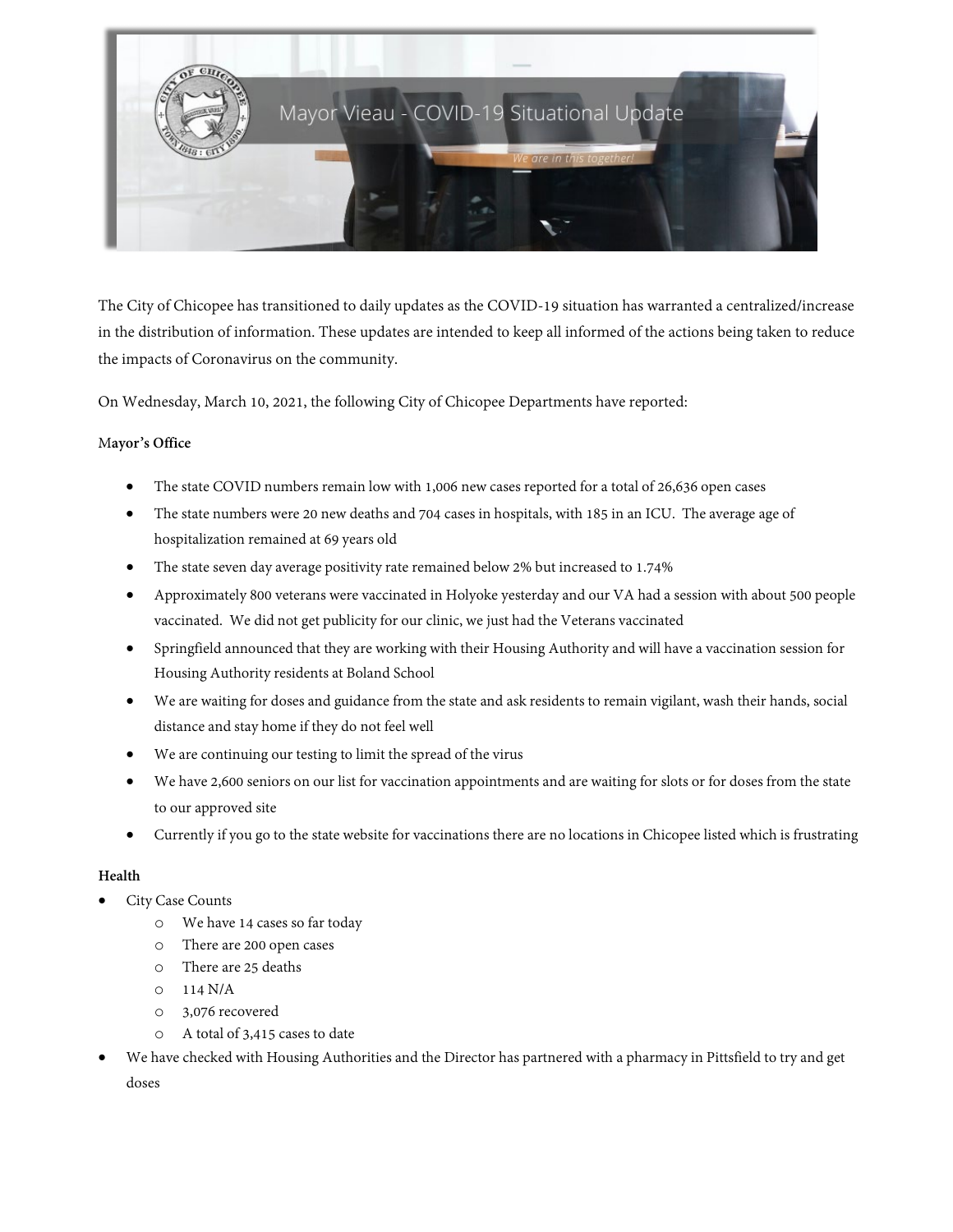# Mayor Vieau - COVID-19 Situational Update

*We are in this together!*

The City of Chicopee has transitioned to daily updates as the COVID-19 situation has warranted a centralized/increase in the distribution of information. These updates are intended to keep all informed of the actions being taken to reduce the impacts of Coronavirus on the community.

On Wednesday, March 10, 2021, the following City of Chicopee Departments have reported:

**Mayor's Office**

- The state COVID numbers remain low with 1,006 new cases reported for a total of 26,636 open cases
- The state numbers were 20 new deaths and 704 cases in hospitals, with 185 in an ICU. The average age of hospitalization remained at 69 years old
- The state seven day average positivity rate remained below 2% but increased to 1.74%
- Approximately 800 veterans were vaccinated in Holyoke yesterday and our VA had a session with about 500 people vaccinated. We did not get publicity for our clinic, we just had the Veterans vaccinated
- Springfield announced that they are working with their Housing Authority and will have a vaccination session for Housing Authority residents at Boland School
- We are waiting for doses and guidance from the state and ask residents to remain vigilant, wash their hands, social distance and stay home if they do not feel well
- We are continuing our testing to limit the spread of the virus
- We have 2,600 seniors on our list for vaccination appointments and are waiting for slots or for doses from the state to our approved site
- Currently if you go to the state website for vaccinations there are no locations in Chicopee listed which is frustrating

**Health**

- City Case Counts
  - We have 14 cases so far today
  - There are 200 open cases
  - There are 25 deaths
  - 114 N/A
  - 3,076 recovered
  - A total of 3,415 cases to date
- We have checked with Housing Authorities and the Director has partnered with a pharmacy in Pittsfield to try and get doses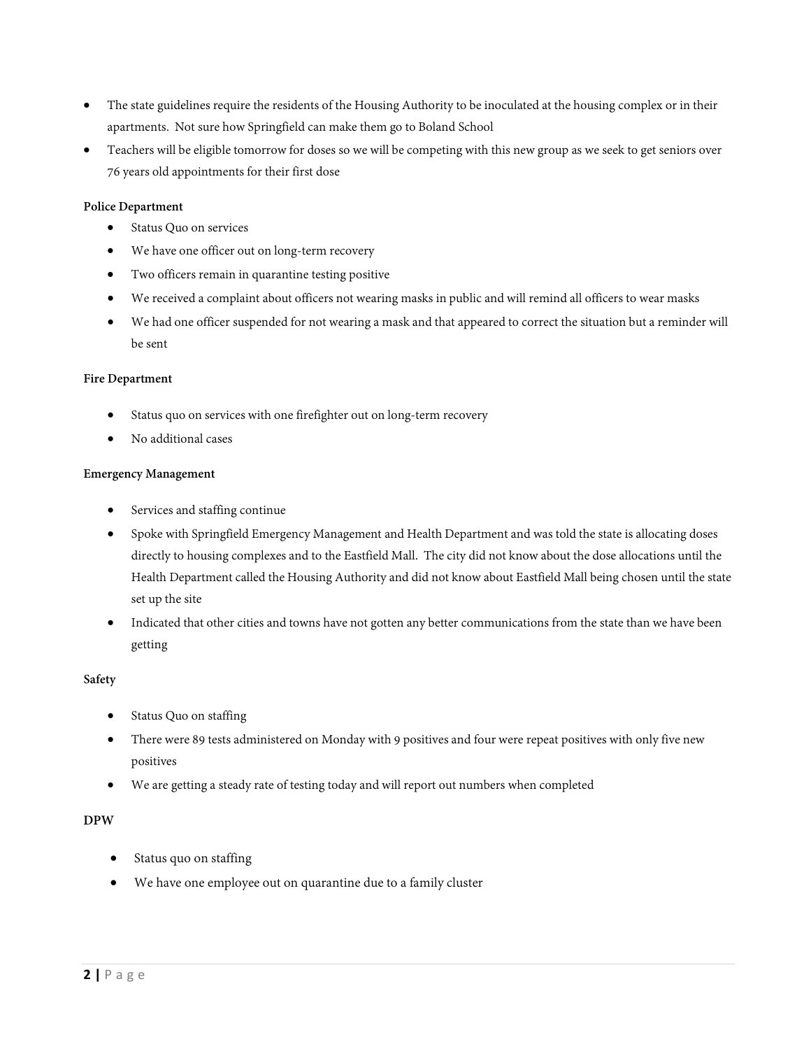- The state guidelines require the residents of the Housing Authority to be inoculated at the housing complex or in their apartments. Not sure how Springfield can make them go to Boland School
- Teachers will be eligible tomorrow for doses so we will be competing with this new group as we seek to get seniors over 76 years old appointments for their first dose

**Police Department**

- Status Quo on services
- We have one officer out on long-term recovery
- Two officers remain in quarantine testing positive
- We received a complaint about officers not wearing masks in public and will remind all officers to wear masks
- We had one officer suspended for not wearing a mask and that appeared to correct the situation but a reminder will be sent

**Fire Department**

- Status quo on services with one firefighter out on long-term recovery
- No additional cases

**Emergency Management**

- Services and staffing continue
- Spoke with Springfield Emergency Management and Health Department and was told the state is allocating doses directly to housing complexes and to the Eastfield Mall. The city did not know about the dose allocations until the Health Department called the Housing Authority and did not know about Eastfield Mall being chosen until the state set up the site
- Indicated that other cities and towns have not gotten any better communications from the state than we have been getting

**Safety**

- Status Quo on staffing
- There were 89 tests administered on Monday with 9 positives and four were repeat positives with only five new positives
- We are getting a steady rate of testing today and will report out numbers when completed

**DPW**

- Status quo on staffing
- We have one employee out on quarantine due to a family cluster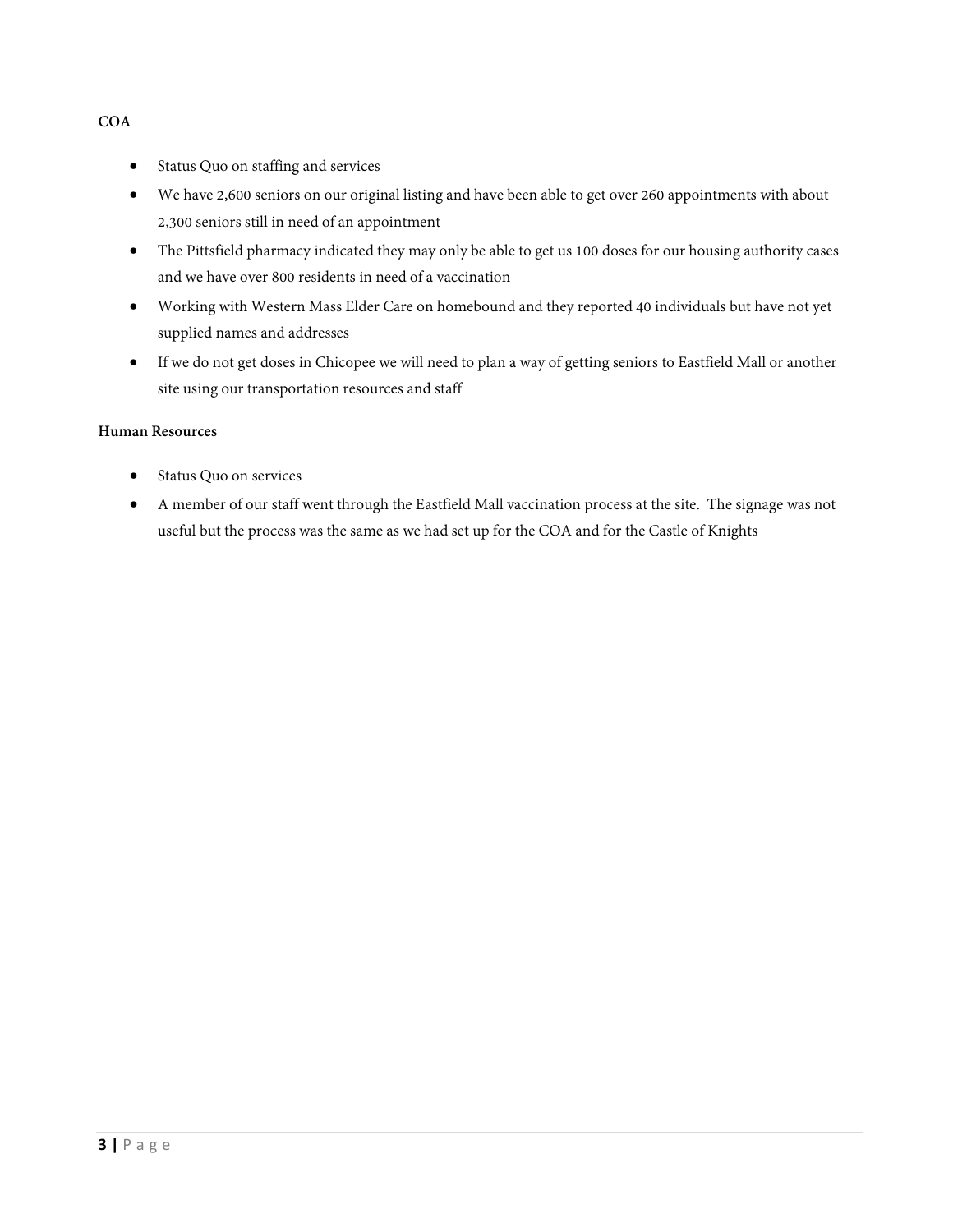**COA**

- Status Quo on staffing and services
- We have 2,600 seniors on our original listing and have been able to get over 260 appointments with about 2,300 seniors still in need of an appointment
- The Pittsfield pharmacy indicated they may only be able to get us 100 doses for our housing authority cases and we have over 800 residents in need of a vaccination
- Working with Western Mass Elder Care on homebound and they reported 40 individuals but have not yet supplied names and addresses
- If we do not get doses in Chicopee we will need to plan a way of getting seniors to Eastfield Mall or another site using our transportation resources and staff

**Human Resources**

- Status Quo on services
- A member of our staff went through the Eastfield Mall vaccination process at the site. The signage was not useful but the process was the same as we had set up for the COA and for the Castle of Knights